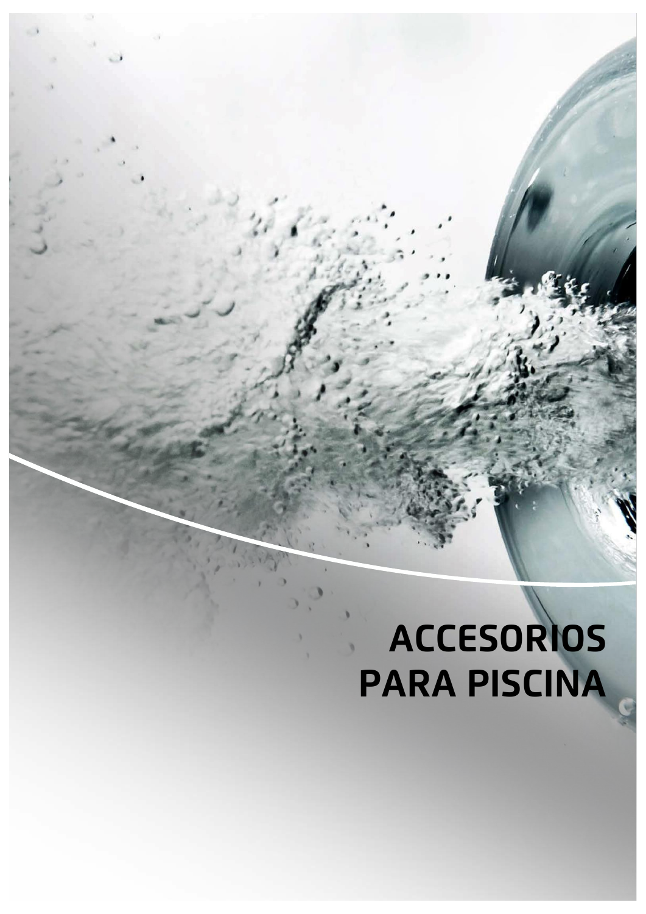# ACCESORIOS PARA PISCINA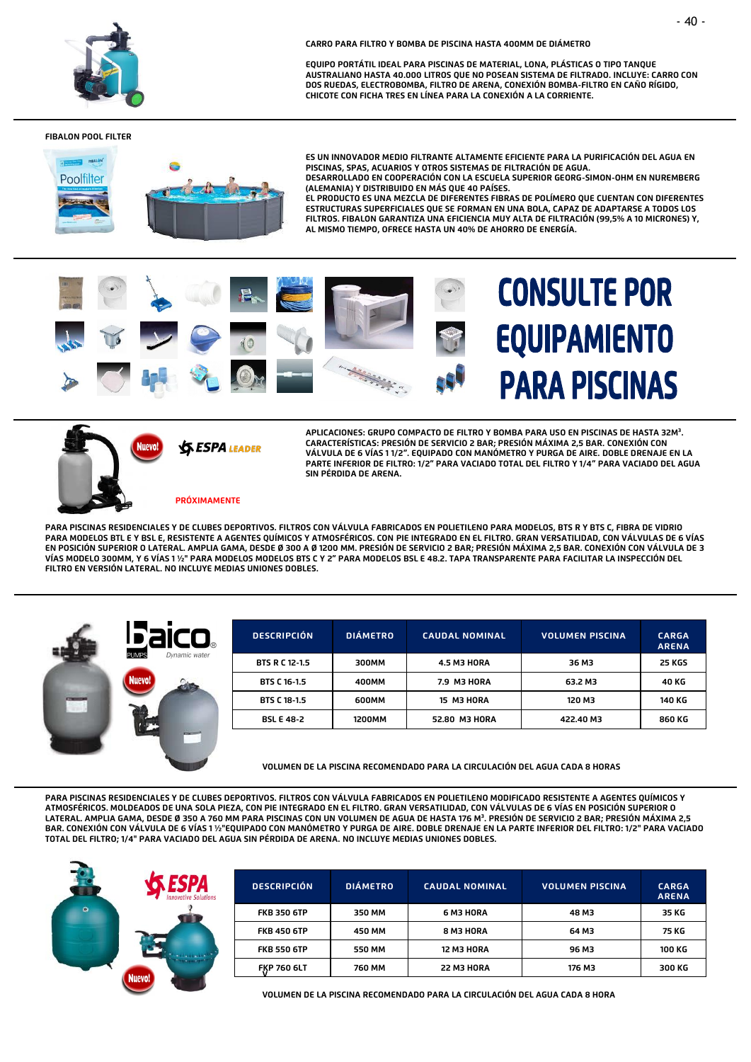CARRO PARA FILTRO Y BOMBA DE PISCINA HASTA 400MM DE DIÁMETRO

EQUIPO PORTÁTIL IDEAL PARA PISCINAS DE MATERIAL, LONA, PLÁSTICAS O TIPO TANQUE AUSTRALIANO HASTA 40.000 LITROS QUE NO POSEAN SISTEMA DE FILTRADO. INCLUYE: CARRO CON DOS RUEDAS, ELECTROBOMBA, FILTRO DE ARENA, CONEXIÓN BOMBA-FILTRO EN CAÑO RÍGIDO, CHICOTE CON FICHA TRES EN LÍNEA PARA LA CONEXIÓN A LA CORRIENTE.

FIBALON POOL FILTER

ES UN INNOVADOR MEDIO FILTRANTE ALTAMENTE EFICIENTE PARA LA PURIFICACIÓN DEL AGUA EN PISCINAS, SPAS, ACUARIOS Y OTROS SISTEMAS DE FILTRACIÓN DE AGUA.
DESARROLLADO EN COOPERACIÓN CON LA ESCUELA SUPERIOR GEORG-SIMON-OHM EN NUREMBERG (ALEMANIA) Y DISTRIBUIDO EN MÁS QUE 40 PAÍSES.
EL PRODUCTO ES UNA MEZCLA DE DIFERENTES FIBRAS DE POLÍMERO QUE CUENTAN CON DIFERENTES ESTRUCTURAS SUPERFICIALES QUE SE FORMAN EN UNA BOLA, CAPAZ DE ADAPTARSE A TODOS LOS FILTROS. FIBALON GARANTIZA UNA EFICIENCIA MUY ALTA DE FILTRACIÓN (99,5% A 10 MICRONES) Y, AL MISMO TIEMPO, OFRECE HASTA UN 40% DE AHORRO DE ENERGÍA.

# CONSULTE POR EQUIPAMIENTO PARA PISCINAS

Nuevo! ESPA LEADER

PRÓXIMAMENTE

APLICACIONES: GRUPO COMPACTO DE FILTRO Y BOMBA PARA USO EN PISCINAS DE HASTA 32M³. CARACTERÍSTICAS: PRESIÓN DE SERVICIO 2 BAR; PRESIÓN MÁXIMA 2,5 BAR. CONEXIÓN CON VÁLVULA DE 6 VÍAS 1 1/2". EQUIPADO CON MANÓMETRO Y PURGA DE AIRE. DOBLE DRENAJE EN LA PARTE INFERIOR DE FILTRO: 1/2" PARA VACIADO TOTAL DEL FILTRO Y 1/4" PARA VACIADO DEL AGUA SIN PÉRDIDA DE ARENA.

PARA PISCINAS RESIDENCIALES Y DE CLUBES DEPORTIVOS. FILTROS CON VÁLVULA FABRICADOS EN POLIETILENO PARA MODELOS, BTS R Y BTS C, FIBRA DE VIDRIO PARA MODELOS BTL E Y BSL E, RESISTENTE A AGENTES QUÍMICOS Y ATMOSFÉRICOS. CON PIE INTEGRADO EN EL FILTRO. GRAN VERSATILIDAD, CON VÁLVULAS DE 6 VÍAS EN POSICIÓN SUPERIOR O LATERAL. AMPLIA GAMA, DESDE Ø 300 A Ø 1200 MM. PRESIÓN DE SERVICIO 2 BAR; PRESIÓN MÁXIMA 2,5 BAR. CONEXIÓN CON VÁLVULA DE 3 VÍAS MODELO 300MM, Y 6 VÍAS 1 ½" PARA MODELOS MODELOS BTS C Y 2" PARA MODELOS BSL E 48.2. TAPA TRANSPARENTE PARA FACILITAR LA INSPECCIÓN DEL FILTRO EN VERSIÓN LATERAL. NO INCLUYE MEDIAS UNIONES DOBLES.

baico PUMPS Dynamic water — Nuevo!

| DESCRIPCIÓN | DIÁMETRO | CAUDAL NOMINAL | VOLUMEN PISCINA | CARGA ARENA |
|---|---|---|---|---|
| BTS R C 12-1.5 | 300MM | 4.5 M3 HORA | 36 M3 | 25 KGS |
| BTS C 16-1.5 | 400MM | 7.9 M3 HORA | 63.2 M3 | 40 KG |
| BTS C 18-1.5 | 600MM | 15 M3 HORA | 120 M3 | 140 KG |
| BSL E 48-2 | 1200MM | 52.80 M3 HORA | 422.40 M3 | 860 KG |

VOLUMEN DE LA PISCINA RECOMENDADO PARA LA CIRCULACIÓN DEL AGUA CADA 8 HORAS

PARA PISCINAS RESIDENCIALES Y DE CLUBES DEPORTIVOS. FILTROS CON VÁLVULA FABRICADOS EN POLIETILENO MODIFICADO RESISTENTE A AGENTES QUÍMICOS Y ATMOSFÉRICOS. MOLDEADOS DE UNA SOLA PIEZA, CON PIE INTEGRADO EN EL FILTRO. GRAN VERSATILIDAD, CON VÁLVULAS DE 6 VÍAS EN POSICIÓN SUPERIOR O LATERAL. AMPLIA GAMA, DESDE Ø 350 A 760 MM PARA PISCINAS CON UN VOLUMEN DE AGUA DE HASTA 176 M³. PRESIÓN DE SERVICIO 2 BAR; PRESIÓN MÁXIMA 2,5 BAR. CONEXIÓN CON VÁLVULA DE 6 VÍAS 1 ½"EQUIPADO CON MANÓMETRO Y PURGA DE AIRE. DOBLE DRENAJE EN LA PARTE INFERIOR DEL FILTRO: 1/2" PARA VACIADO TOTAL DEL FILTRO; 1/4" PARA VACIADO DEL AGUA SIN PÉRDIDA DE ARENA. NO INCLUYE MEDIAS UNIONES DOBLES.

ESPA Innovative Solutions — Nuevo!

| DESCRIPCIÓN | DIÁMETRO | CAUDAL NOMINAL | VOLUMEN PISCINA | CARGA ARENA |
|---|---|---|---|---|
| FKB 350 6TP | 350 MM | 6 M3 HORA | 48 M3 | 35 KG |
| FKB 450 6TP | 450 MM | 8 M3 HORA | 64 M3 | 75 KG |
| FKB 550 6TP | 550 MM | 12 M3 HORA | 96 M3 | 100 KG |
| FKP 760 6LT | 760 MM | 22 M3 HORA | 176 M3 | 300 KG |

VOLUMEN DE LA PISCINA RECOMENDADO PARA LA CIRCULACIÓN DEL AGUA CADA 8 HORA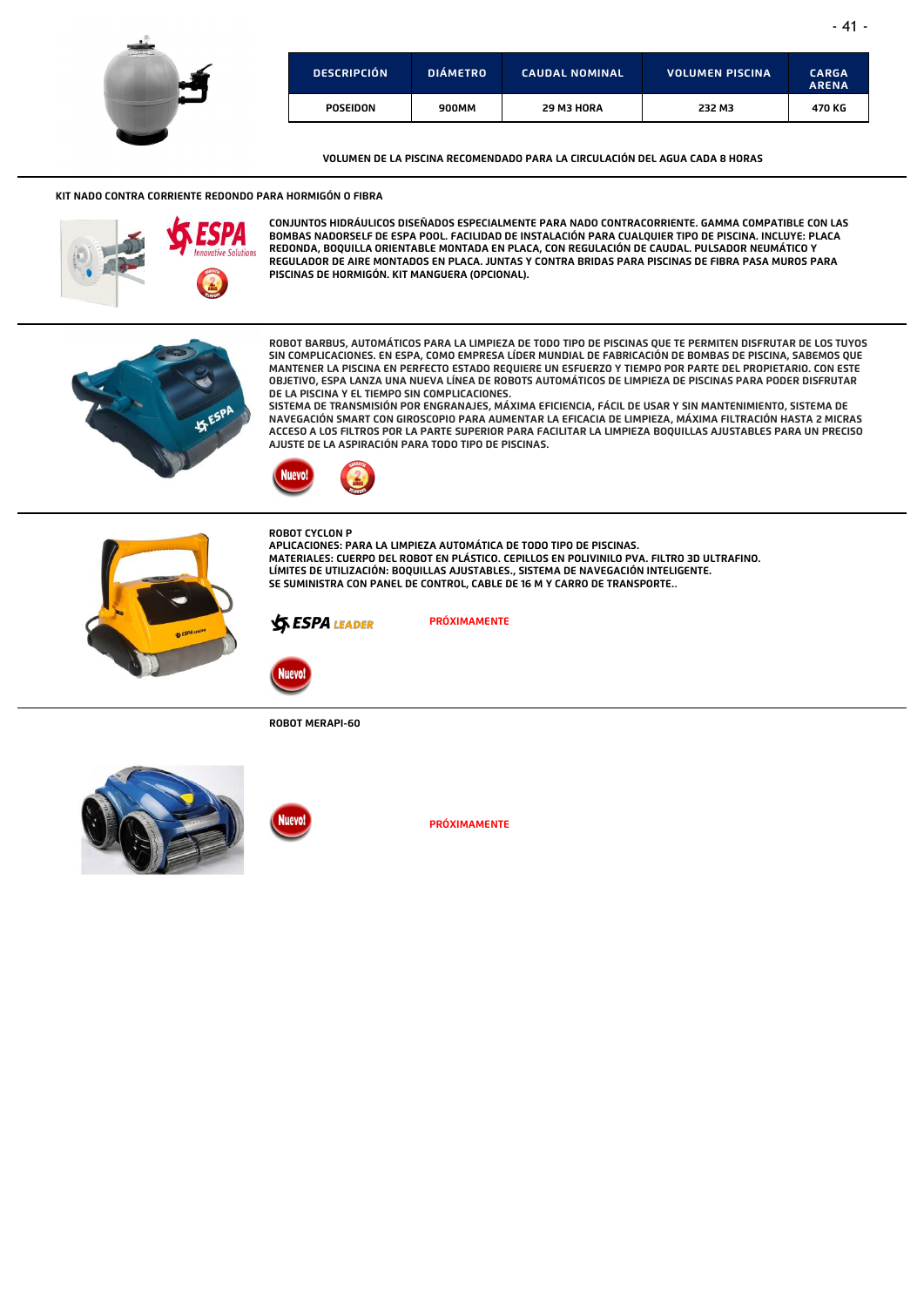| DESCRIPCIÓN | DIÁMETRO | CAUDAL NOMINAL | VOLUMEN PISCINA | CARGA ARENA |
|---|---|---|---|---|
| POSEIDON | 900MM | 29 M3 HORA | 232 M3 | 470 KG |

VOLUMEN DE LA PISCINA RECOMENDADO PARA LA CIRCULACIÓN DEL AGUA CADA 8 HORAS

## KIT NADO CONTRA CORRIENTE REDONDO PARA HORMIGÓN O FIBRA

ESPA Innovative Solutions

CONJUNTOS HIDRÁULICOS DISEÑADOS ESPECIALMENTE PARA NADO CONTRACORRIENTE. GAMMA COMPATIBLE CON LAS BOMBAS NADORSELF DE ESPA POOL. FACILIDAD DE INSTALACIÓN PARA CUALQUIER TIPO DE PISCINA. INCLUYE: PLACA REDONDA, BOQUILLA ORIENTABLE MONTADA EN PLACA, CON REGULACIÓN DE CAUDAL. PULSADOR NEUMÁTICO Y REGULADOR DE AIRE MONTADOS EN PLACA. JUNTAS Y CONTRA BRIDAS PARA PISCINAS DE FIBRA PASA MUROS PARA PISCINAS DE HORMIGÓN. KIT MANGUERA (OPCIONAL).

ROBOT BARBUS, AUTOMÁTICOS PARA LA LIMPIEZA DE TODO TIPO DE PISCINAS QUE TE PERMITEN DISFRUTAR DE LOS TUYOS SIN COMPLICACIONES. EN ESPA, COMO EMPRESA LÍDER MUNDIAL DE FABRICACIÓN DE BOMBAS DE PISCINA, SABEMOS QUE MANTENER LA PISCINA EN PERFECTO ESTADO REQUIERE UN ESFUERZO Y TIEMPO POR PARTE DEL PROPIETARIO. CON ESTE OBJETIVO, ESPA LANZA UNA NUEVA LÍNEA DE ROBOTS AUTOMÁTICOS DE LIMPIEZA DE PISCINAS PARA PODER DISFRUTAR DE LA PISCINA Y EL TIEMPO SIN COMPLICACIONES.
SISTEMA DE TRANSMISIÓN POR ENGRANAJES, MÁXIMA EFICIENCIA, FÁCIL DE USAR Y SIN MANTENIMIENTO, SISTEMA DE NAVEGACIÓN SMART CON GIROSCOPIO PARA AUMENTAR LA EFICACIA DE LIMPIEZA, MÁXIMA FILTRACIÓN HASTA 2 MICRAS ACCESO A LOS FILTROS POR LA PARTE SUPERIOR PARA FACILITAR LA LIMPIEZA BOQUILLAS AJUSTABLES PARA UN PRECISO AJUSTE DE LA ASPIRACIÓN PARA TODO TIPO DE PISCINAS.

Nuevo!

ROBOT CYCLON P
APLICACIONES: PARA LA LIMPIEZA AUTOMÁTICA DE TODO TIPO DE PISCINAS.
MATERIALES: CUERPO DEL ROBOT EN PLÁSTICO. CEPILLOS EN POLIVINILO PVA. FILTRO 3D ULTRAFINO.
LÍMITES DE UTILIZACIÓN: BOQUILLAS AJUSTABLES., SISTEMA DE NAVEGACIÓN INTELIGENTE.
SE SUMINISTRA CON PANEL DE CONTROL, CABLE DE 16 M Y CARRO DE TRANSPORTE..

ESPA LEADER

PRÓXIMAMENTE

Nuevo!

ROBOT MERAPI-60

Nuevo!

PRÓXIMAMENTE